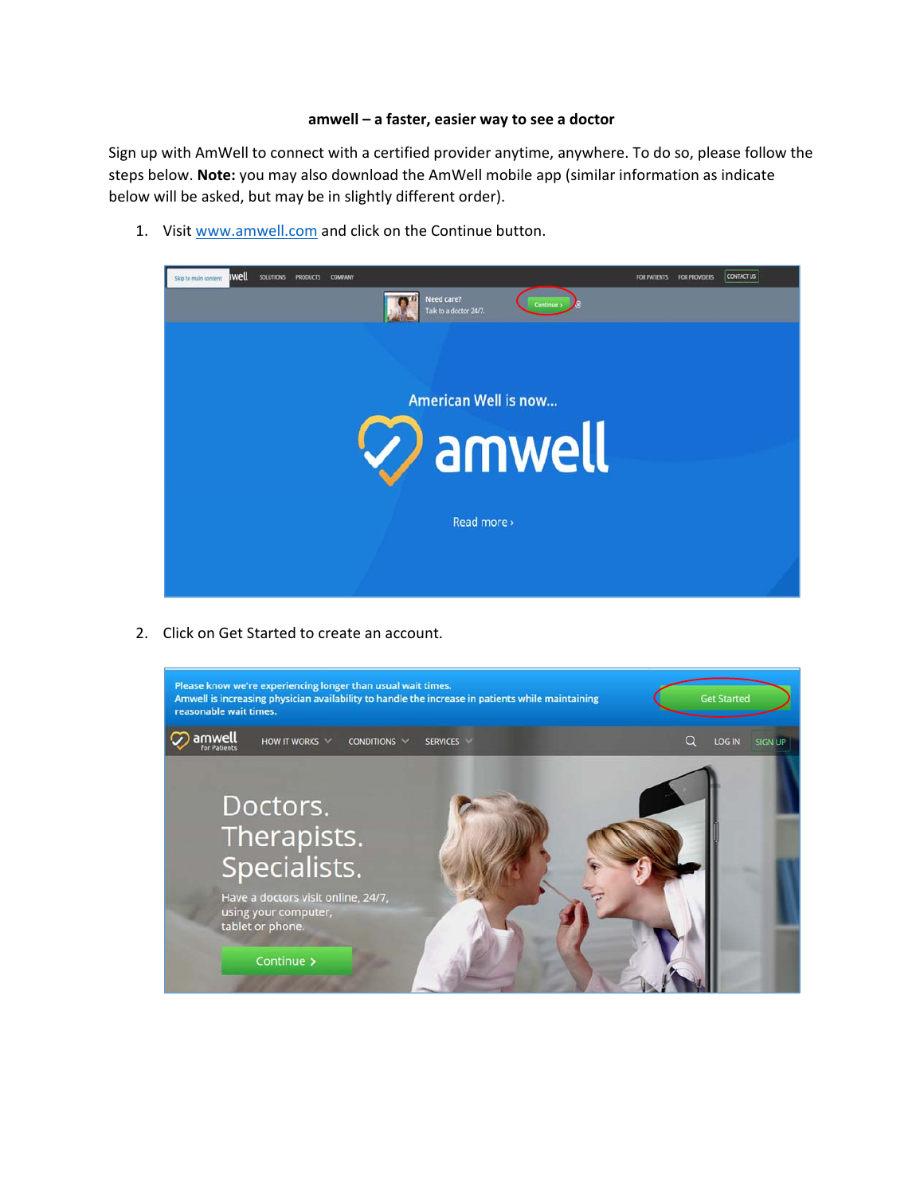**amwell – a faster, easier way to see a doctor**

Sign up with AmWell to connect with a certified provider anytime, anywhere. To do so, please follow the steps below. **Note:** you may also download the AmWell mobile app (similar information as indicate below will be asked, but may be in slightly different order).

1. Visit [www.amwell.com](http://www.amwell.com) and click on the Continue button.

2. Click on Get Started to create an account.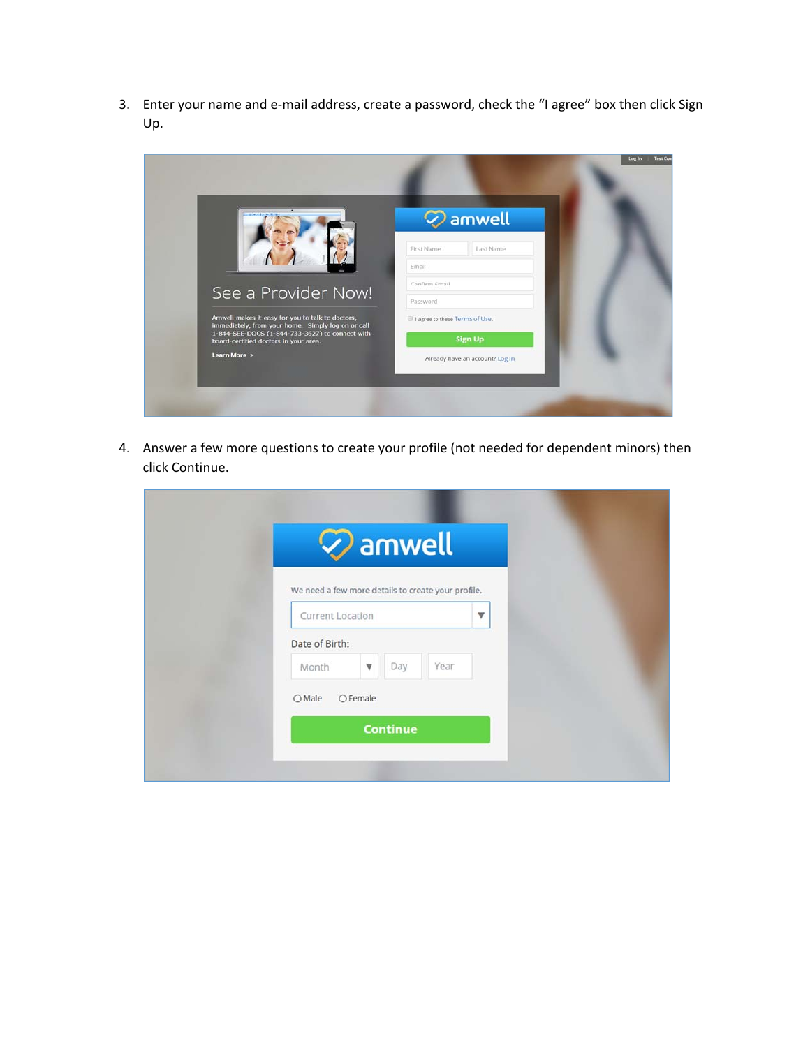3. Enter your name and e-mail address, create a password, check the “I agree” box then click Sign Up.

4. Answer a few more questions to create your profile (not needed for dependent minors) then click Continue.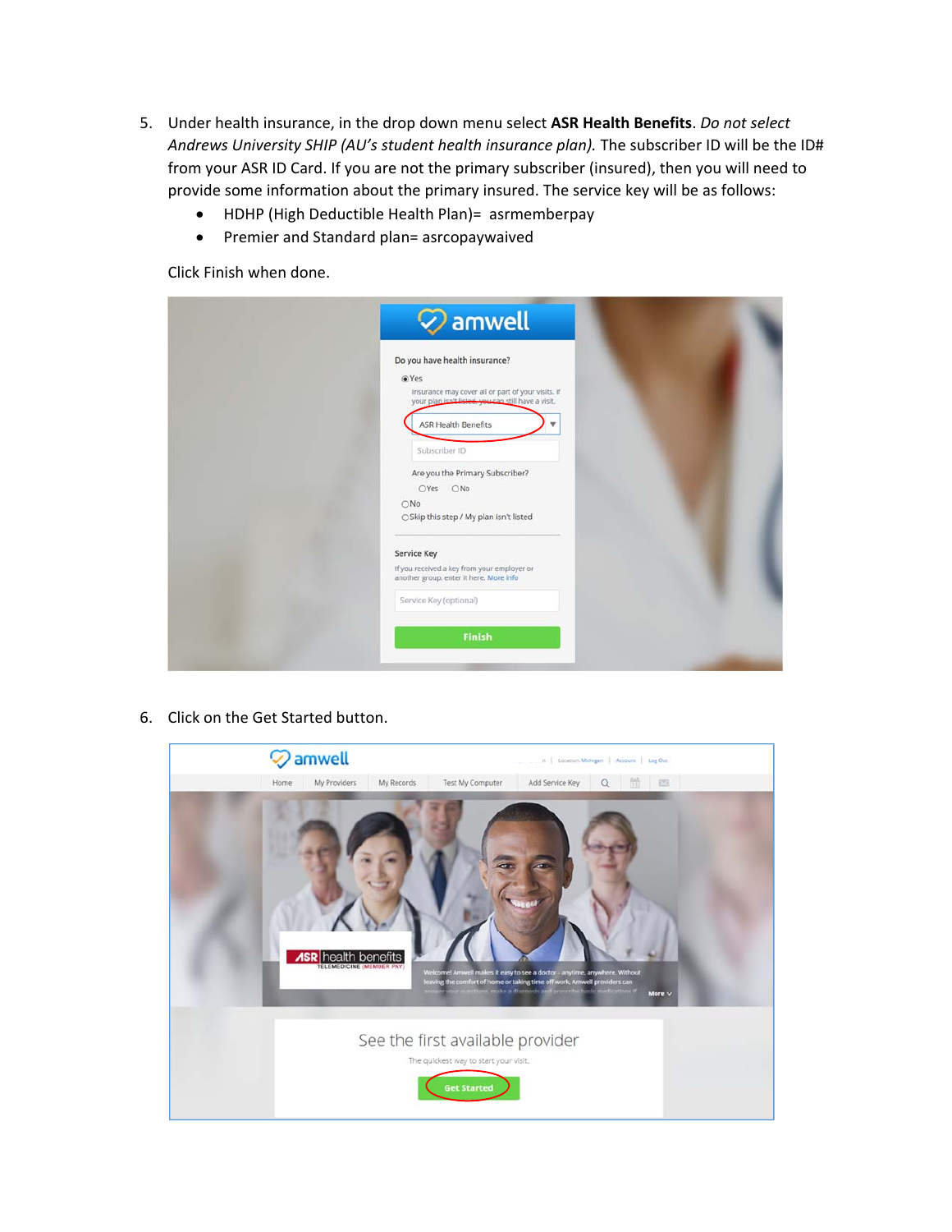5. Under health insurance, in the drop down menu select **ASR Health Benefits**. *Do not select Andrews University SHIP (AU's student health insurance plan).* The subscriber ID will be the ID# from your ASR ID Card. If you are not the primary subscriber (insured), then you will need to provide some information about the primary insured. The service key will be as follows:
   - HDHP (High Deductible Health Plan)= asrmemberpay
   - Premier and Standard plan= asrcopaywaived

   Click Finish when done.

6. Click on the Get Started button.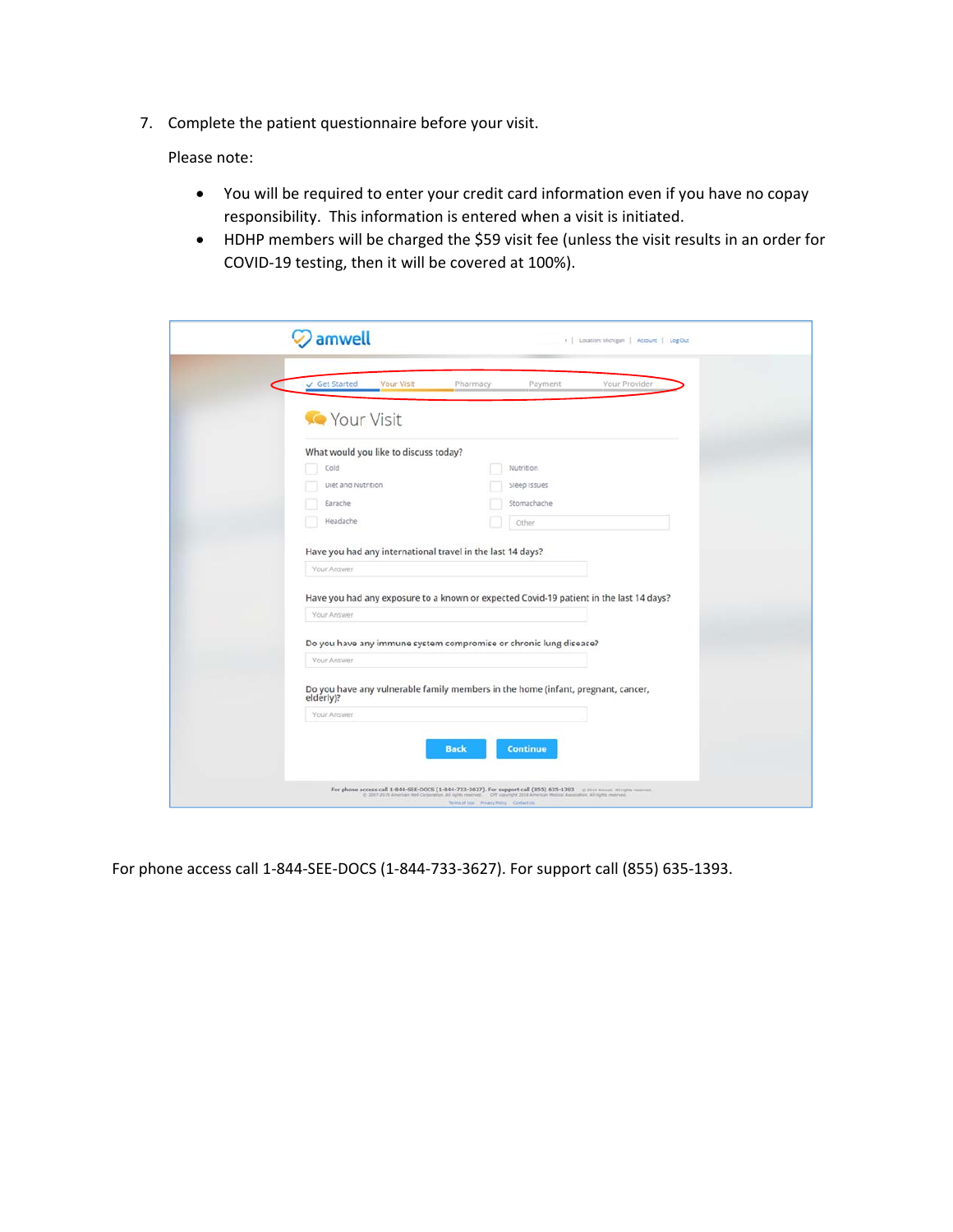7. Complete the patient questionnaire before your visit.

   Please note:

   - You will be required to enter your credit card information even if you have no copay responsibility. This information is entered when a visit is initiated.
   - HDHP members will be charged the $59 visit fee (unless the visit results in an order for COVID-19 testing, then it will be covered at 100%).

amwell

Location: Michigan | Account | Log Out

Get Started | Your Visit | Pharmacy | Payment | Your Provider

Your Visit

What would you like to discuss today?

- Cold
- Diet and Nutrition
- Earache
- Headache
- Nutrition
- Sleep Issues
- Stomachache
- Other

Have you had any international travel in the last 14 days?

Your Answer

Have you had any exposure to a known or expected Covid-19 patient in the last 14 days?

Your Answer

Do you have any immune system compromise or chronic lung disease?

Your Answer

Do you have any vulnerable family members in the home (infant, pregnant, cancer, elderly)?

Your Answer

Back | Continue

For phone access call 1-844-SEE-DOCS (1-844-733-3627). For support call (855) 635-1393.